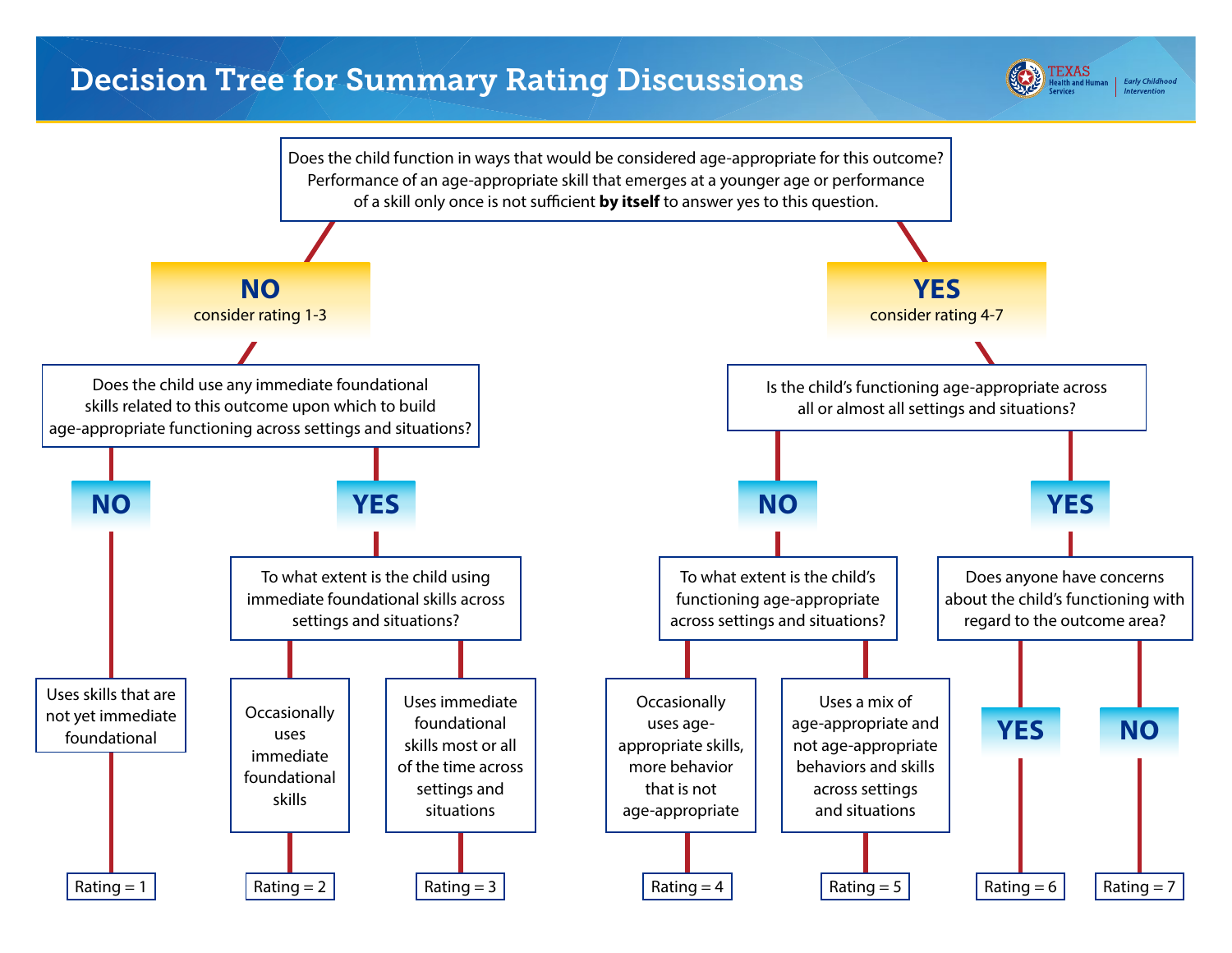# Decision Tree for Summary Rating Discussions

Texas Health and Human Services | Early Childhood Intervention

**Does the child function in ways that would be considered age-appropriate for this outcome?** Performance of an age-appropriate skill that emerges at a younger age or performance of a skill only once is not sufficient **by itself** to answer yes to this question.

## NO — consider rating 1-3

**Does the child use any immediate foundational skills related to this outcome upon which to build age-appropriate functioning across settings and situations?**

- **NO**
  - Uses skills that are not yet immediate foundational → **Rating = 1**
- **YES**
  - **To what extent is the child using immediate foundational skills across settings and situations?**
    - Occasionally uses immediate foundational skills → **Rating = 2**
    - Uses immediate foundational skills most or all of the time across settings and situations → **Rating = 3**

## YES — consider rating 4-7

**Is the child's functioning age-appropriate across all or almost all settings and situations?**

- **NO**
  - **To what extent is the child's functioning age-appropriate across settings and situations?**
    - Occasionally uses age-appropriate skills, more behavior that is not age-appropriate → **Rating = 4**
    - Uses a mix of age-appropriate and not age-appropriate behaviors and skills across settings and situations → **Rating = 5**
- **YES**
  - **Does anyone have concerns about the child's functioning with regard to the outcome area?**
    - **YES** → **Rating = 6**
    - **NO** → **Rating = 7**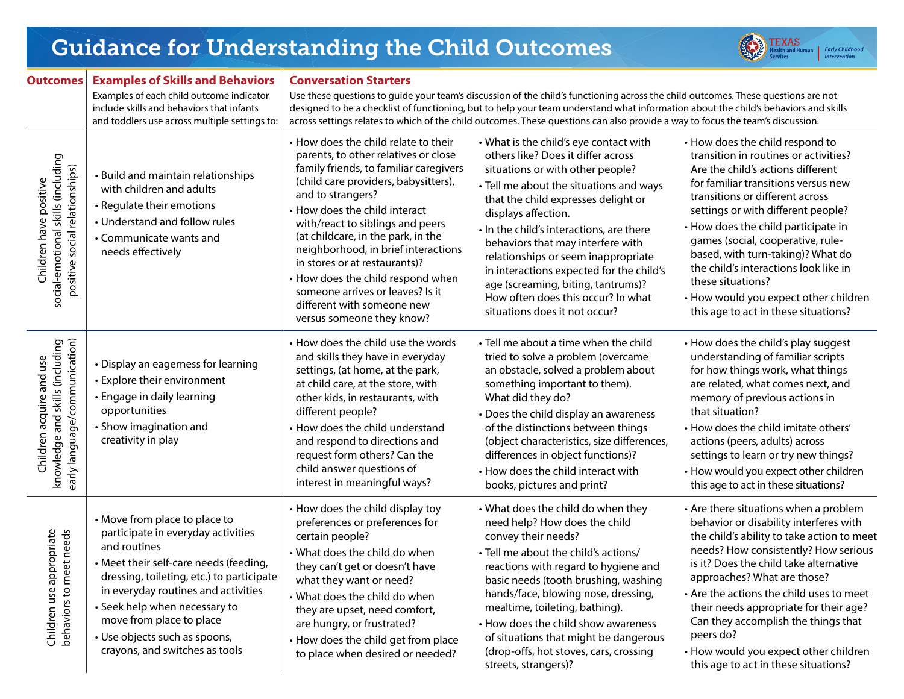# Guidance for Understanding the Child Outcomes

| Outcomes | Examples of Skills and Behaviors<br>Examples of each child outcome indicator include skills and behaviors that infants and toddlers use across multiple settings to: | Conversation Starters<br>Use these questions to guide your team's discussion of the child's functioning across the child outcomes. These questions are not designed to be a checklist of functioning, but to help your team understand what information about the child's behaviors and skills across settings relates to which of the child outcomes. These questions can also provide a way to focus the team's discussion. | | |
|---|---|---|---|---|
| Children have positive social-emotional skills (including positive social relationships) | • Build and maintain relationships with children and adults<br>• Regulate their emotions<br>• Understand and follow rules<br>• Communicate wants and needs effectively | • How does the child relate to their parents, to other relatives or close family friends, to familiar caregivers (child care providers, babysitters), and to strangers?<br>• How does the child interact with/react to siblings and peers (at childcare, in the park, in the neighborhood, in brief interactions in stores or at restaurants)?<br>• How does the child respond when someone arrives or leaves? Is it different with someone new versus someone they know? | • What is the child's eye contact with others like? Does it differ across situations or with other people?<br>• Tell me about the situations and ways that the child expresses delight or displays affection.<br>• In the child's interactions, are there behaviors that may interfere with relationships or seem inappropriate in interactions expected for the child's age (screaming, biting, tantrums)? How often does this occur? In what situations does it not occur? | • How does the child respond to transition in routines or activities? Are the child's actions different for familiar transitions versus new transitions or different across settings or with different people?<br>• How does the child participate in games (social, cooperative, rule-based, with turn-taking)? What do the child's interactions look like in these situations?<br>• How would you expect other children this age to act in these situations? |
| Children acquire and use knowledge and skills (including early language/communication) | • Display an eagerness for learning<br>• Explore their environment<br>• Engage in daily learning opportunities<br>• Show imagination and creativity in play | • How does the child use the words and skills they have in everyday settings, (at home, at the park, at child care, at the store, with other kids, in restaurants, with different people?<br>• How does the child understand and respond to directions and request form others? Can the child answer questions of interest in meaningful ways? | • Tell me about a time when the child tried to solve a problem (overcame an obstacle, solved a problem about something important to them). What did they do?<br>• Does the child display an awareness of the distinctions between things (object characteristics, size differences, differences in object functions)?<br>• How does the child interact with books, pictures and print? | • How does the child's play suggest understanding of familiar scripts for how things work, what things are related, what comes next, and memory of previous actions in that situation?<br>• How does the child imitate others' actions (peers, adults) across settings to learn or try new things?<br>• How would you expect other children this age to act in these situations? |
| Children use appropriate behaviors to meet needs | • Move from place to place to participate in everyday activities and routines<br>• Meet their self-care needs (feeding, dressing, toileting, etc.) to participate in everyday routines and activities<br>• Seek help when necessary to move from place to place<br>• Use objects such as spoons, crayons, and switches as tools | • How does the child display toy preferences or preferences for certain people?<br>• What does the child do when they can't get or doesn't have what they want or need?<br>• What does the child do when they are upset, need comfort, are hungry, or frustrated?<br>• How does the child get from place to place when desired or needed? | • What does the child do when they need help? How does the child convey their needs?<br>• Tell me about the child's actions/reactions with regard to hygiene and basic needs (tooth brushing, washing hands/face, blowing nose, dressing, mealtime, toileting, bathing).<br>• How does the child show awareness of situations that might be dangerous (drop-offs, hot stoves, cars, crossing streets, strangers)? | • Are there situations when a problem behavior or disability interferes with the child's ability to take action to meet needs? How consistently? How serious is it? Does the child take alternative approaches? What are those?<br>• Are the actions the child uses to meet their needs appropriate for their age? Can they accomplish the things that peers do?<br>• How would you expect other children this age to act in these situations? |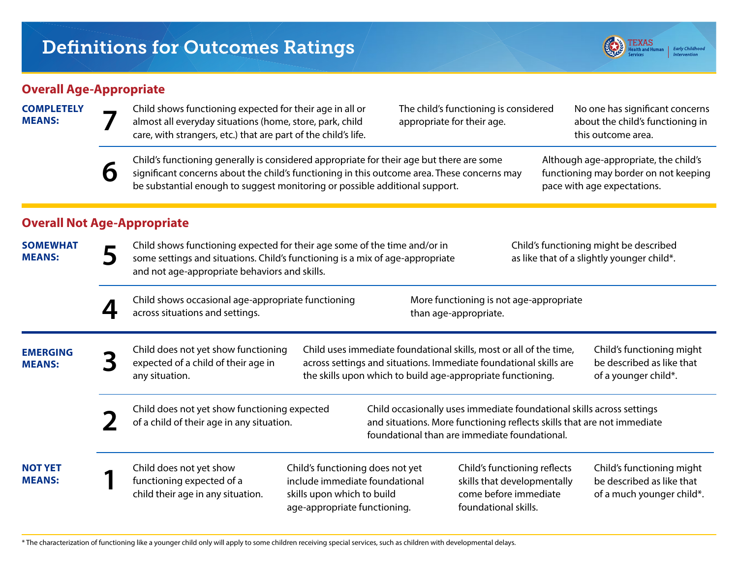# Definitions for Outcomes Ratings

## Overall Age-Appropriate

**COMPLETELY MEANS:**

**7** Child shows functioning expected for their age in all or almost all everyday situations (home, store, park, child care, with strangers, etc.) that are part of the child's life. The child's functioning is considered appropriate for their age. No one has significant concerns about the child's functioning in this outcome area.

**6** Child's functioning generally is considered appropriate for their age but there are some significant concerns about the child's functioning in this outcome area. These concerns may be substantial enough to suggest monitoring or possible additional support. Although age-appropriate, the child's functioning may border on not keeping pace with age expectations.

## Overall Not Age-Appropriate

**SOMEWHAT MEANS:**

**5** Child shows functioning expected for their age some of the time and/or in some settings and situations. Child's functioning is a mix of age-appropriate and not age-appropriate behaviors and skills. Child's functioning might be described as like that of a slightly younger child*.

**4** Child shows occasional age-appropriate functioning across situations and settings. More functioning is not age-appropriate than age-appropriate.

**EMERGING MEANS:**

**3** Child does not yet show functioning expected of a child of their age in any situation. Child uses immediate foundational skills, most or all of the time, across settings and situations. Immediate foundational skills are the skills upon which to build age-appropriate functioning. Child's functioning might be described as like that of a younger child*.

**2** Child does not yet show functioning expected of a child of their age in any situation. Child occasionally uses immediate foundational skills across settings and situations. More functioning reflects skills that are not immediate foundational than are immediate foundational.

**NOT YET MEANS:**

**1** Child does not yet show functioning expected of a child their age in any situation. Child's functioning does not yet include immediate foundational skills upon which to build age-appropriate functioning. Child's functioning reflects skills that developmentally come before immediate foundational skills. Child's functioning might be described as like that of a much younger child*.

* The characterization of functioning like a younger child only will apply to some children receiving special services, such as children with developmental delays.